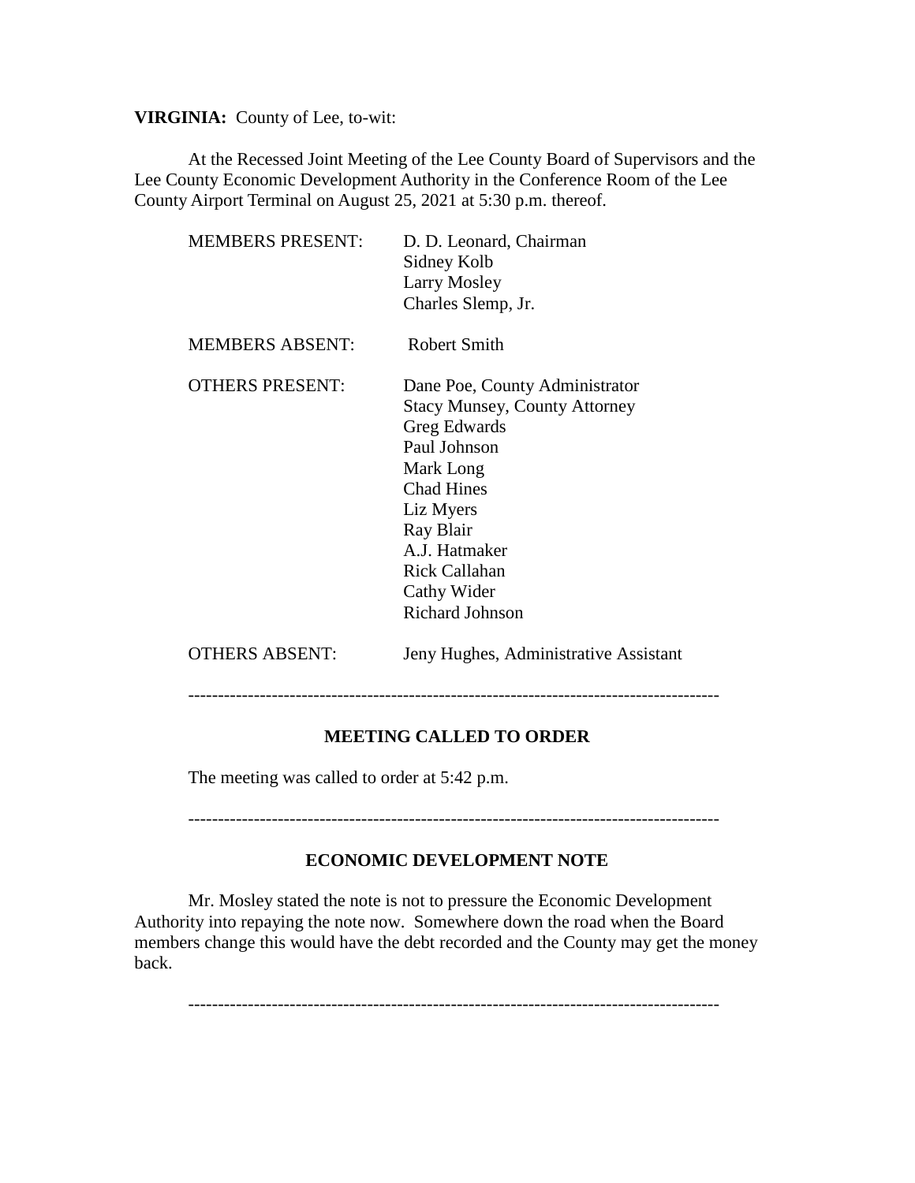**VIRGINIA:** County of Lee, to-wit:

At the Recessed Joint Meeting of the Lee County Board of Supervisors and the Lee County Economic Development Authority in the Conference Room of the Lee County Airport Terminal on August 25, 2021 at 5:30 p.m. thereof.

| | |
|---|---|
| MEMBERS PRESENT: | D. D. Leonard, Chairman<br>Sidney Kolb<br>Larry Mosley<br>Charles Slemp, Jr. |
| MEMBERS ABSENT: | Robert Smith |
| OTHERS PRESENT: | Dane Poe, County Administrator<br>Stacy Munsey, County Attorney<br>Greg Edwards<br>Paul Johnson<br>Mark Long<br>Chad Hines<br>Liz Myers<br>Ray Blair<br>A.J. Hatmaker<br>Rick Callahan<br>Cathy Wider<br>Richard Johnson |
| OTHERS ABSENT: | Jeny Hughes, Administrative Assistant |

---

**MEETING CALLED TO ORDER**

The meeting was called to order at 5:42 p.m.

---

**ECONOMIC DEVELOPMENT NOTE**

Mr. Mosley stated the note is not to pressure the Economic Development Authority into repaying the note now. Somewhere down the road when the Board members change this would have the debt recorded and the County may get the money back.

---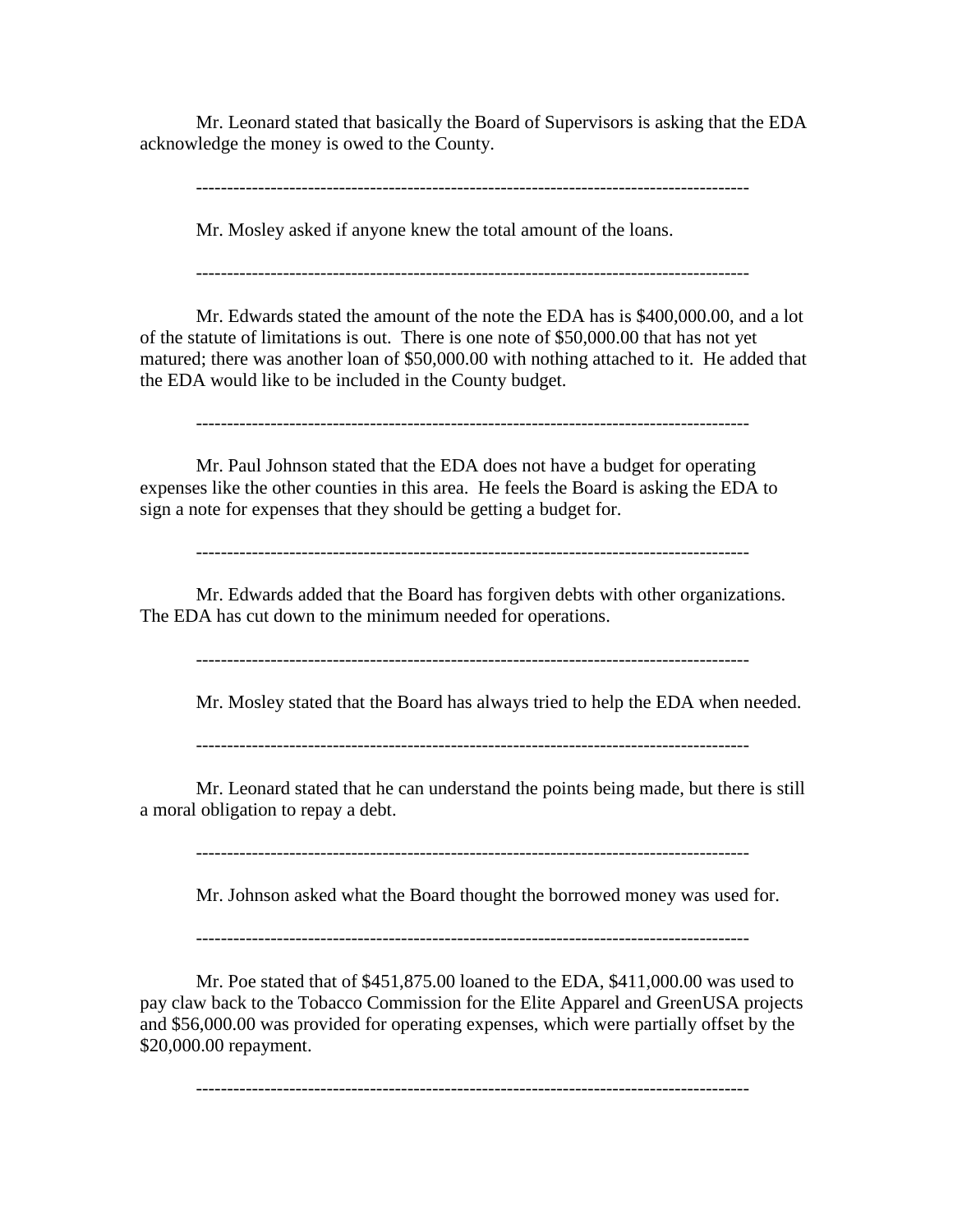Mr. Leonard stated that basically the Board of Supervisors is asking that the EDA acknowledge the money is owed to the County.

---

Mr. Mosley asked if anyone knew the total amount of the loans.

---

Mr. Edwards stated the amount of the note the EDA has is $400,000.00, and a lot of the statute of limitations is out. There is one note of $50,000.00 that has not yet matured; there was another loan of $50,000.00 with nothing attached to it. He added that the EDA would like to be included in the County budget.

---

Mr. Paul Johnson stated that the EDA does not have a budget for operating expenses like the other counties in this area. He feels the Board is asking the EDA to sign a note for expenses that they should be getting a budget for.

---

Mr. Edwards added that the Board has forgiven debts with other organizations. The EDA has cut down to the minimum needed for operations.

---

Mr. Mosley stated that the Board has always tried to help the EDA when needed.

---

Mr. Leonard stated that he can understand the points being made, but there is still a moral obligation to repay a debt.

---

Mr. Johnson asked what the Board thought the borrowed money was used for.

---

Mr. Poe stated that of $451,875.00 loaned to the EDA, $411,000.00 was used to pay claw back to the Tobacco Commission for the Elite Apparel and GreenUSA projects and $56,000.00 was provided for operating expenses, which were partially offset by the $20,000.00 repayment.

---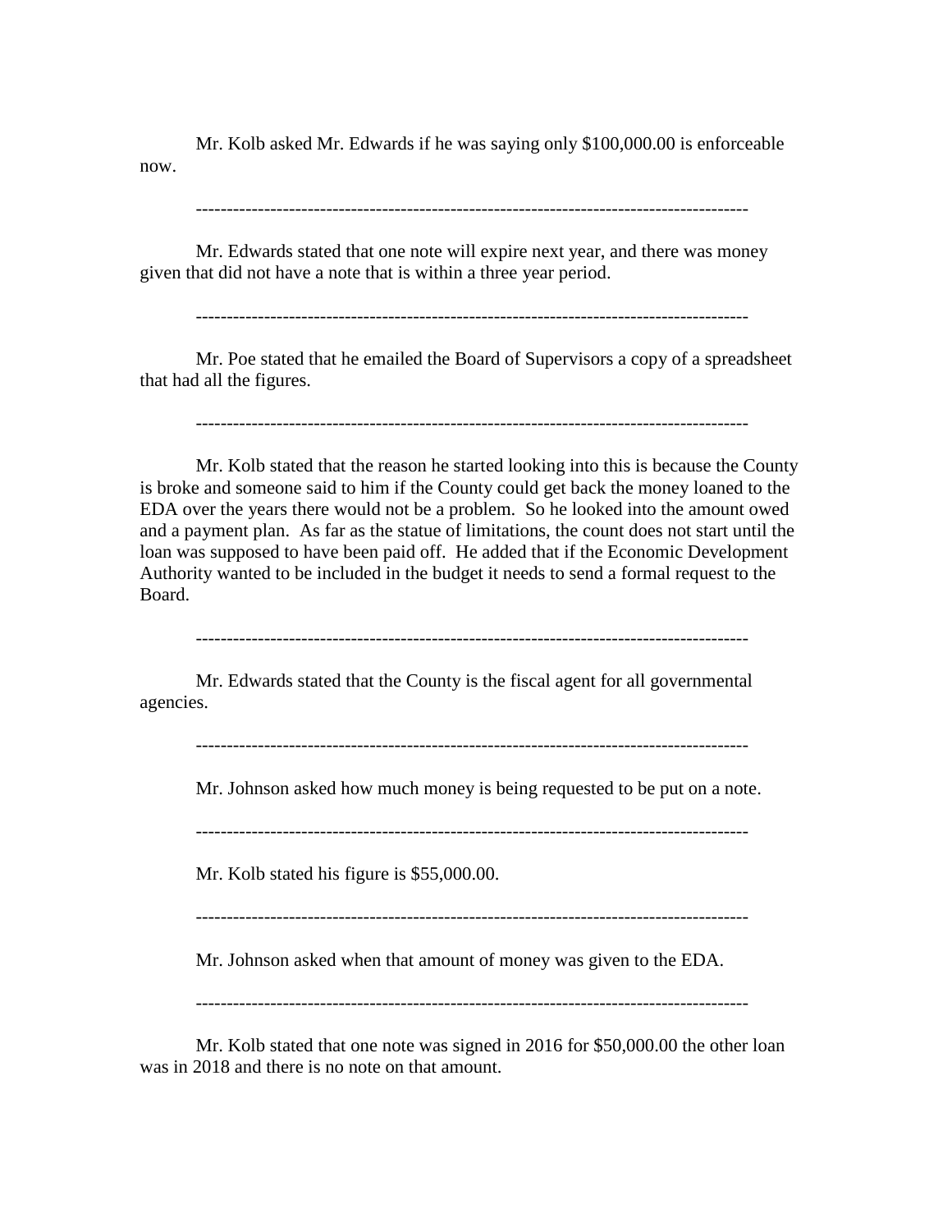Mr. Kolb asked Mr. Edwards if he was saying only $100,000.00 is enforceable now.

-----------------------------------------------------------------------------------------

Mr. Edwards stated that one note will expire next year, and there was money given that did not have a note that is within a three year period.

-----------------------------------------------------------------------------------------

Mr. Poe stated that he emailed the Board of Supervisors a copy of a spreadsheet that had all the figures.

-----------------------------------------------------------------------------------------

Mr. Kolb stated that the reason he started looking into this is because the County is broke and someone said to him if the County could get back the money loaned to the EDA over the years there would not be a problem. So he looked into the amount owed and a payment plan. As far as the statue of limitations, the count does not start until the loan was supposed to have been paid off. He added that if the Economic Development Authority wanted to be included in the budget it needs to send a formal request to the Board.

-----------------------------------------------------------------------------------------

Mr. Edwards stated that the County is the fiscal agent for all governmental agencies.

-----------------------------------------------------------------------------------------

Mr. Johnson asked how much money is being requested to be put on a note.

-----------------------------------------------------------------------------------------

Mr. Kolb stated his figure is $55,000.00.

-----------------------------------------------------------------------------------------

Mr. Johnson asked when that amount of money was given to the EDA.

-----------------------------------------------------------------------------------------

Mr. Kolb stated that one note was signed in 2016 for $50,000.00 the other loan was in 2018 and there is no note on that amount.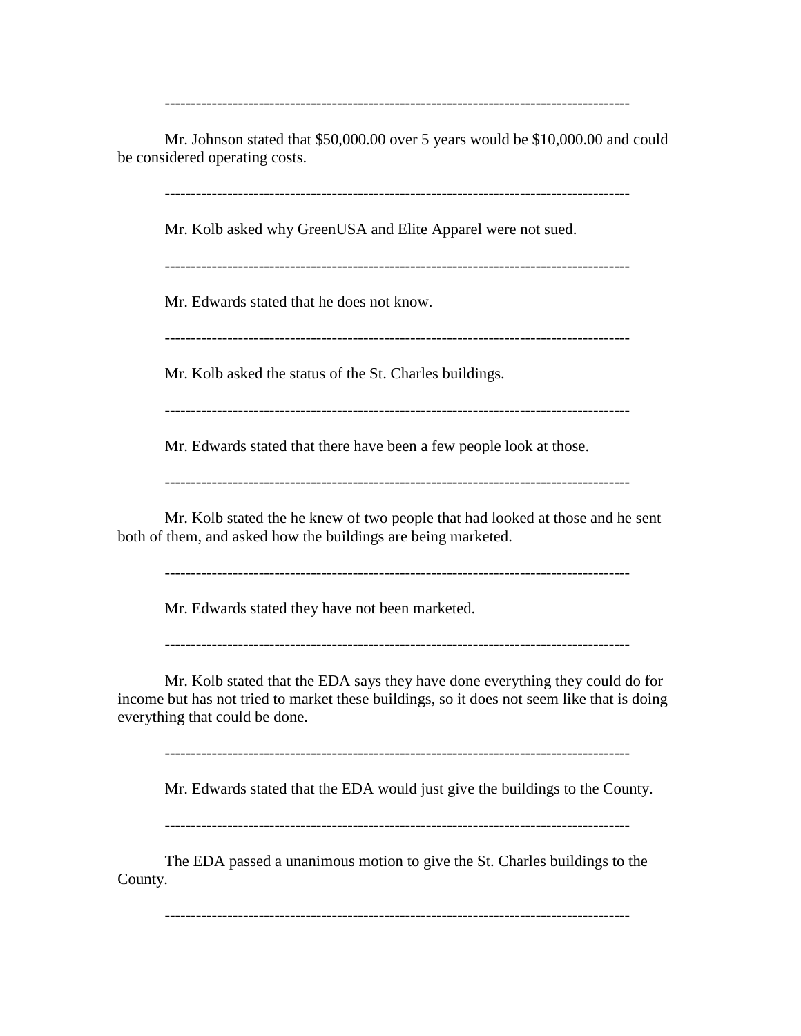-----------------------------------------------------------------------------------------

Mr. Johnson stated that $50,000.00 over 5 years would be $10,000.00 and could be considered operating costs.

-----------------------------------------------------------------------------------------

Mr. Kolb asked why GreenUSA and Elite Apparel were not sued.

-----------------------------------------------------------------------------------------

Mr. Edwards stated that he does not know.

-----------------------------------------------------------------------------------------

Mr. Kolb asked the status of the St. Charles buildings.

-----------------------------------------------------------------------------------------

Mr. Edwards stated that there have been a few people look at those.

-----------------------------------------------------------------------------------------

Mr. Kolb stated the he knew of two people that had looked at those and he sent both of them, and asked how the buildings are being marketed.

-----------------------------------------------------------------------------------------

Mr. Edwards stated they have not been marketed.

-----------------------------------------------------------------------------------------

Mr. Kolb stated that the EDA says they have done everything they could do for income but has not tried to market these buildings, so it does not seem like that is doing everything that could be done.

-----------------------------------------------------------------------------------------

Mr. Edwards stated that the EDA would just give the buildings to the County.

-----------------------------------------------------------------------------------------

The EDA passed a unanimous motion to give the St. Charles buildings to the County.

-----------------------------------------------------------------------------------------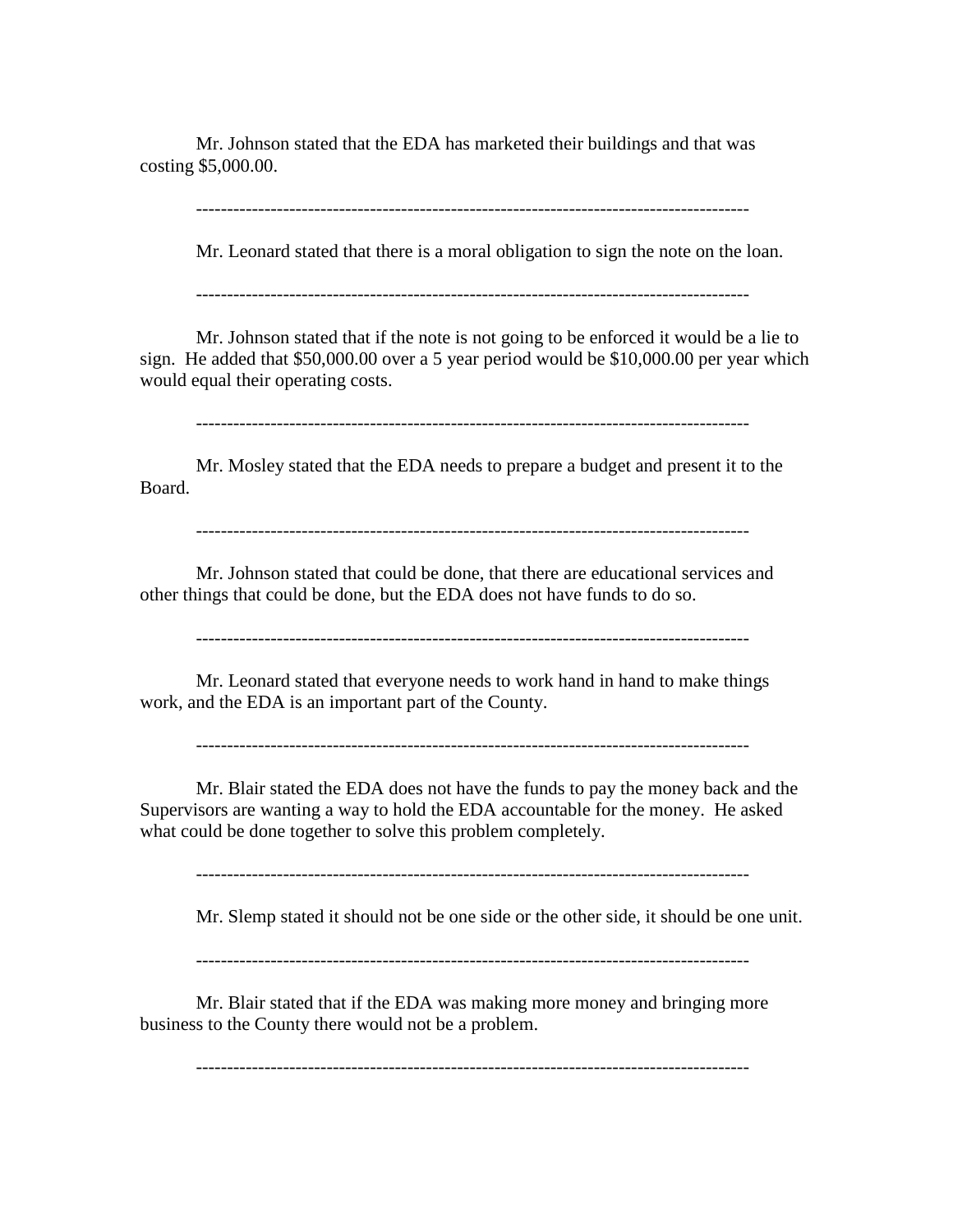Mr. Johnson stated that the EDA has marketed their buildings and that was costing $5,000.00.

-----------------------------------------------------------------------------------------

Mr. Leonard stated that there is a moral obligation to sign the note on the loan.

-----------------------------------------------------------------------------------------

Mr. Johnson stated that if the note is not going to be enforced it would be a lie to sign. He added that $50,000.00 over a 5 year period would be $10,000.00 per year which would equal their operating costs.

-----------------------------------------------------------------------------------------

Mr. Mosley stated that the EDA needs to prepare a budget and present it to the Board.

-----------------------------------------------------------------------------------------

Mr. Johnson stated that could be done, that there are educational services and other things that could be done, but the EDA does not have funds to do so.

-----------------------------------------------------------------------------------------

Mr. Leonard stated that everyone needs to work hand in hand to make things work, and the EDA is an important part of the County.

-----------------------------------------------------------------------------------------

Mr. Blair stated the EDA does not have the funds to pay the money back and the Supervisors are wanting a way to hold the EDA accountable for the money. He asked what could be done together to solve this problem completely.

-----------------------------------------------------------------------------------------

Mr. Slemp stated it should not be one side or the other side, it should be one unit.

-----------------------------------------------------------------------------------------

Mr. Blair stated that if the EDA was making more money and bringing more business to the County there would not be a problem.

-----------------------------------------------------------------------------------------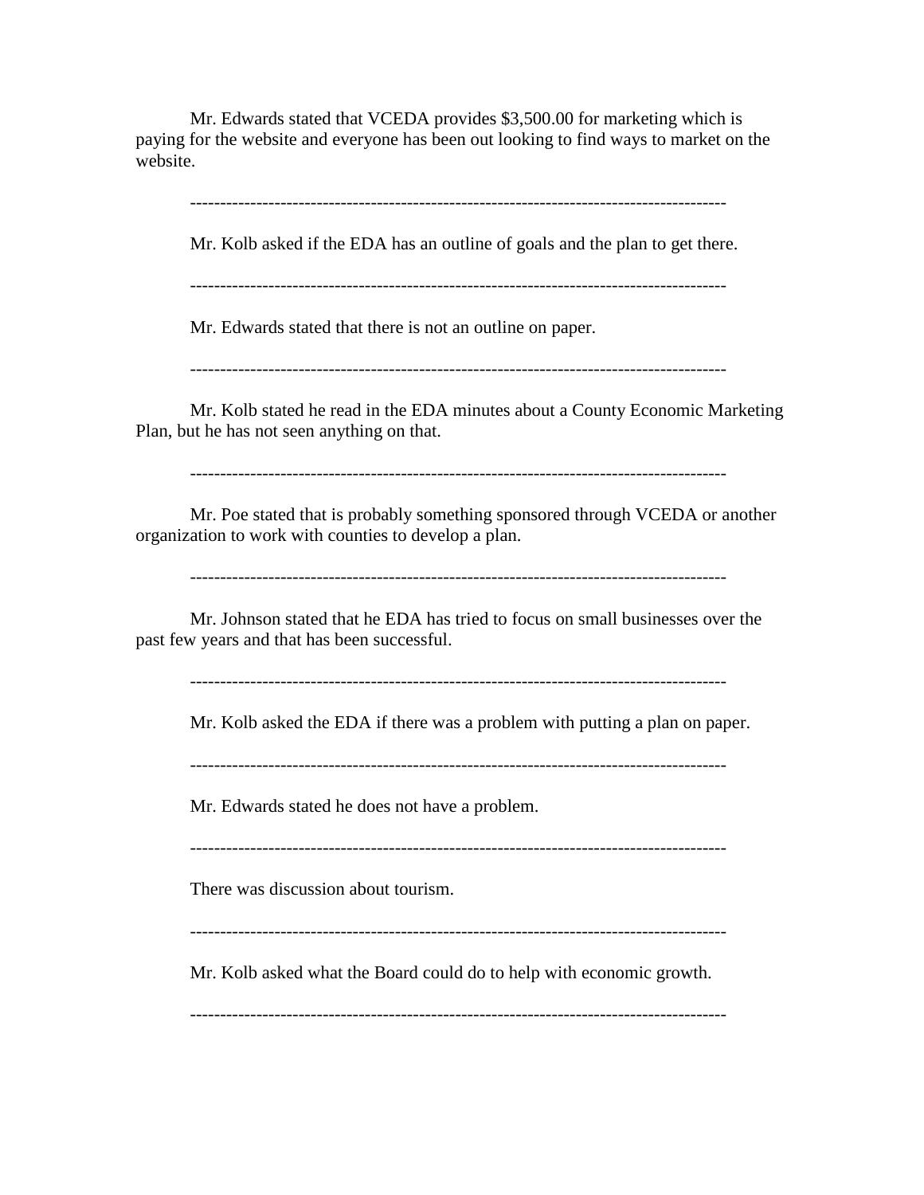Mr. Edwards stated that VCEDA provides $3,500.00 for marketing which is paying for the website and everyone has been out looking to find ways to market on the website.

-------------------------------------------------------------------------------------------

Mr. Kolb asked if the EDA has an outline of goals and the plan to get there.

-------------------------------------------------------------------------------------------

Mr. Edwards stated that there is not an outline on paper.

-------------------------------------------------------------------------------------------

Mr. Kolb stated he read in the EDA minutes about a County Economic Marketing Plan, but he has not seen anything on that.

-------------------------------------------------------------------------------------------

Mr. Poe stated that is probably something sponsored through VCEDA or another organization to work with counties to develop a plan.

-------------------------------------------------------------------------------------------

Mr. Johnson stated that he EDA has tried to focus on small businesses over the past few years and that has been successful.

-------------------------------------------------------------------------------------------

Mr. Kolb asked the EDA if there was a problem with putting a plan on paper.

-------------------------------------------------------------------------------------------

Mr. Edwards stated he does not have a problem.

-------------------------------------------------------------------------------------------

There was discussion about tourism.

-------------------------------------------------------------------------------------------

Mr. Kolb asked what the Board could do to help with economic growth.

-------------------------------------------------------------------------------------------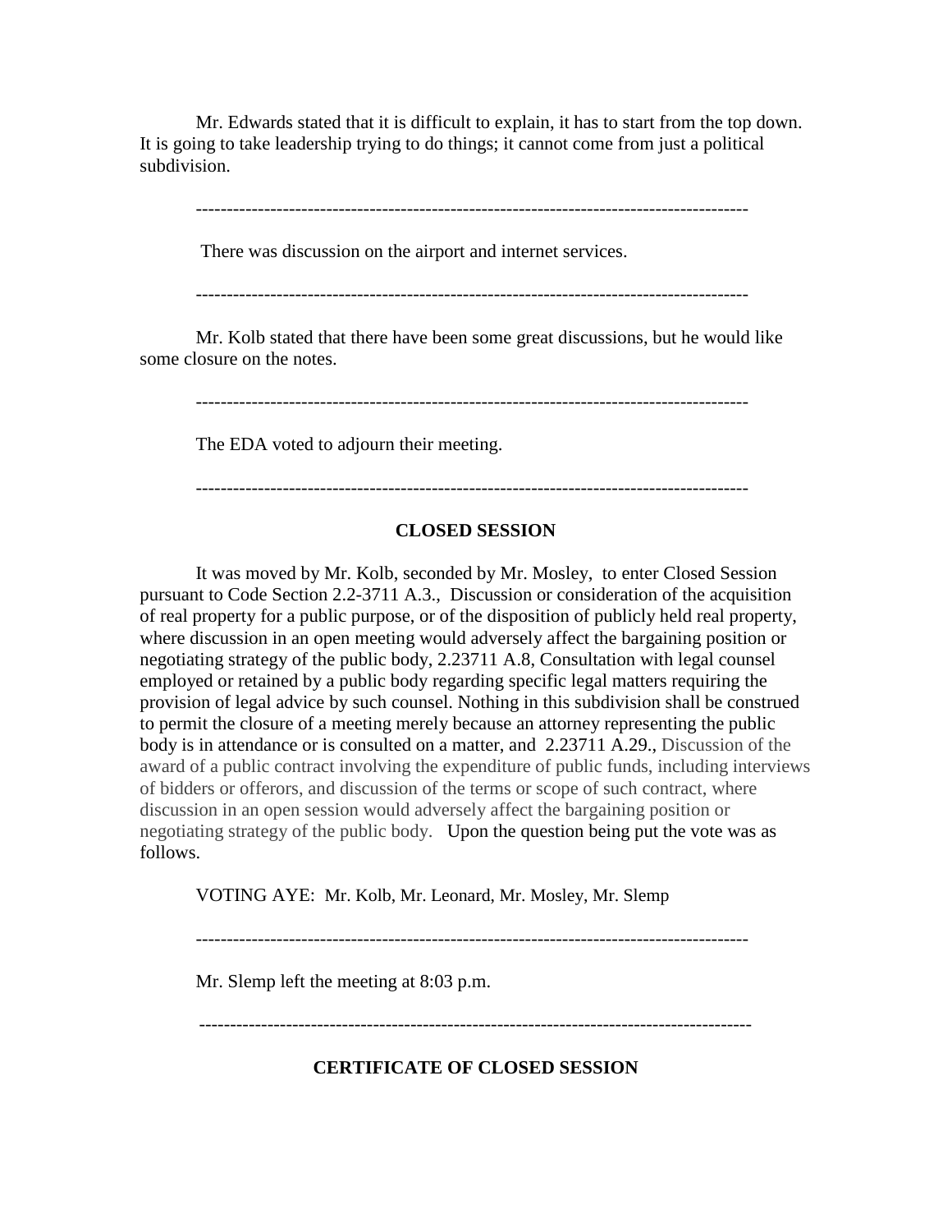Mr. Edwards stated that it is difficult to explain, it has to start from the top down. It is going to take leadership trying to do things; it cannot come from just a political subdivision.

------------------------------------------------------------------------------------------

There was discussion on the airport and internet services.

------------------------------------------------------------------------------------------

Mr. Kolb stated that there have been some great discussions, but he would like some closure on the notes.

------------------------------------------------------------------------------------------

The EDA voted to adjourn their meeting.

------------------------------------------------------------------------------------------

## CLOSED SESSION

It was moved by Mr. Kolb, seconded by Mr. Mosley, to enter Closed Session pursuant to Code Section 2.2-3711 A.3., Discussion or consideration of the acquisition of real property for a public purpose, or of the disposition of publicly held real property, where discussion in an open meeting would adversely affect the bargaining position or negotiating strategy of the public body, 2.23711 A.8, Consultation with legal counsel employed or retained by a public body regarding specific legal matters requiring the provision of legal advice by such counsel. Nothing in this subdivision shall be construed to permit the closure of a meeting merely because an attorney representing the public body is in attendance or is consulted on a matter, and 2.23711 A.29., Discussion of the award of a public contract involving the expenditure of public funds, including interviews of bidders or offerors, and discussion of the terms or scope of such contract, where discussion in an open session would adversely affect the bargaining position or negotiating strategy of the public body. Upon the question being put the vote was as follows.

VOTING AYE: Mr. Kolb, Mr. Leonard, Mr. Mosley, Mr. Slemp

------------------------------------------------------------------------------------------

Mr. Slemp left the meeting at 8:03 p.m.

------------------------------------------------------------------------------------------

## CERTIFICATE OF CLOSED SESSION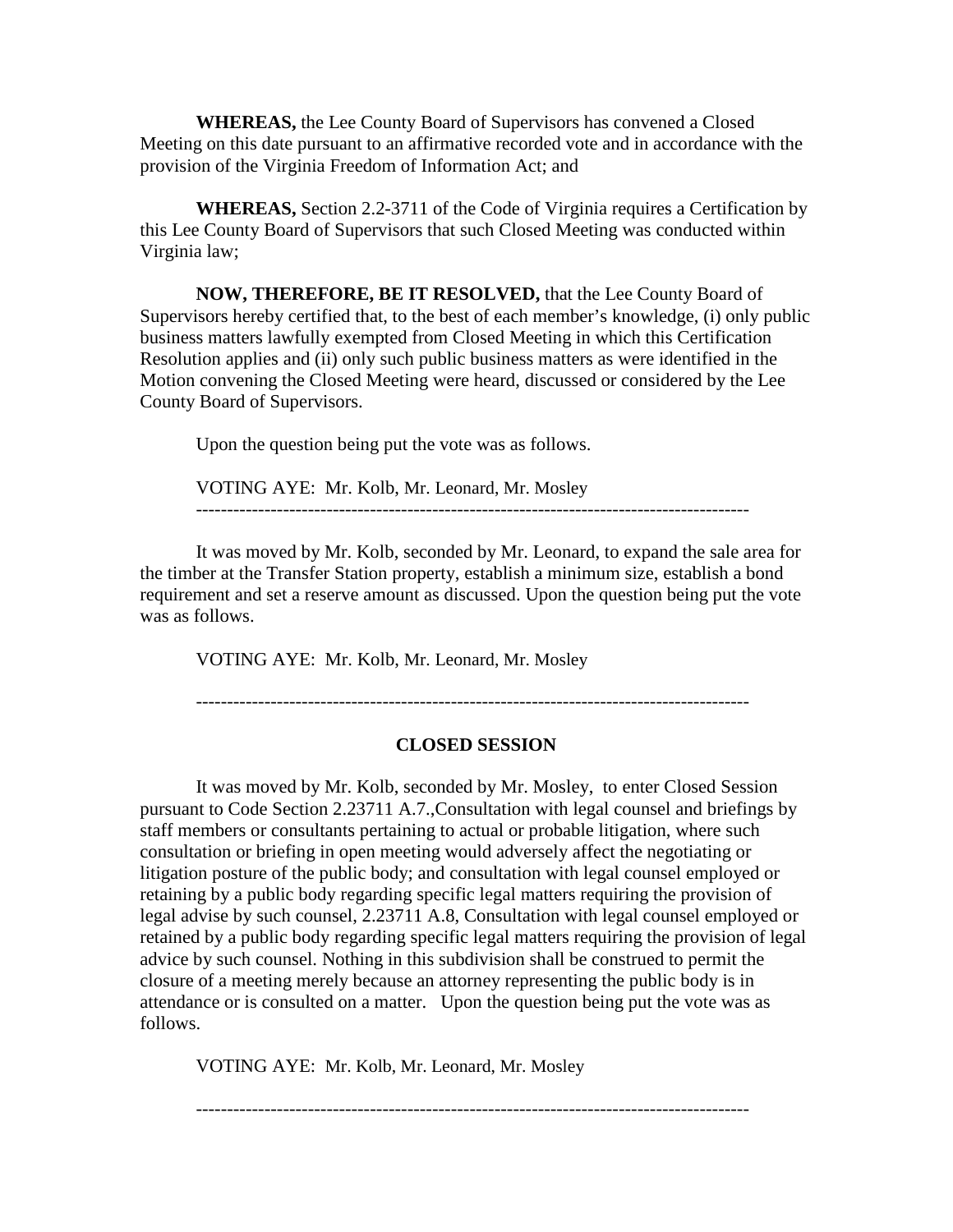**WHEREAS,** the Lee County Board of Supervisors has convened a Closed Meeting on this date pursuant to an affirmative recorded vote and in accordance with the provision of the Virginia Freedom of Information Act; and

**WHEREAS,** Section 2.2-3711 of the Code of Virginia requires a Certification by this Lee County Board of Supervisors that such Closed Meeting was conducted within Virginia law;

**NOW, THEREFORE, BE IT RESOLVED,** that the Lee County Board of Supervisors hereby certified that, to the best of each member's knowledge, (i) only public business matters lawfully exempted from Closed Meeting in which this Certification Resolution applies and (ii) only such public business matters as were identified in the Motion convening the Closed Meeting were heard, discussed or considered by the Lee County Board of Supervisors.

Upon the question being put the vote was as follows.

VOTING AYE: Mr. Kolb, Mr. Leonard, Mr. Mosley

---

It was moved by Mr. Kolb, seconded by Mr. Leonard, to expand the sale area for the timber at the Transfer Station property, establish a minimum size, establish a bond requirement and set a reserve amount as discussed. Upon the question being put the vote was as follows.

VOTING AYE: Mr. Kolb, Mr. Leonard, Mr. Mosley

---

**CLOSED SESSION**

It was moved by Mr. Kolb, seconded by Mr. Mosley, to enter Closed Session pursuant to Code Section 2.23711 A.7.,Consultation with legal counsel and briefings by staff members or consultants pertaining to actual or probable litigation, where such consultation or briefing in open meeting would adversely affect the negotiating or litigation posture of the public body; and consultation with legal counsel employed or retaining by a public body regarding specific legal matters requiring the provision of legal advise by such counsel, 2.23711 A.8, Consultation with legal counsel employed or retained by a public body regarding specific legal matters requiring the provision of legal advice by such counsel. Nothing in this subdivision shall be construed to permit the closure of a meeting merely because an attorney representing the public body is in attendance or is consulted on a matter. Upon the question being put the vote was as follows.

VOTING AYE: Mr. Kolb, Mr. Leonard, Mr. Mosley

---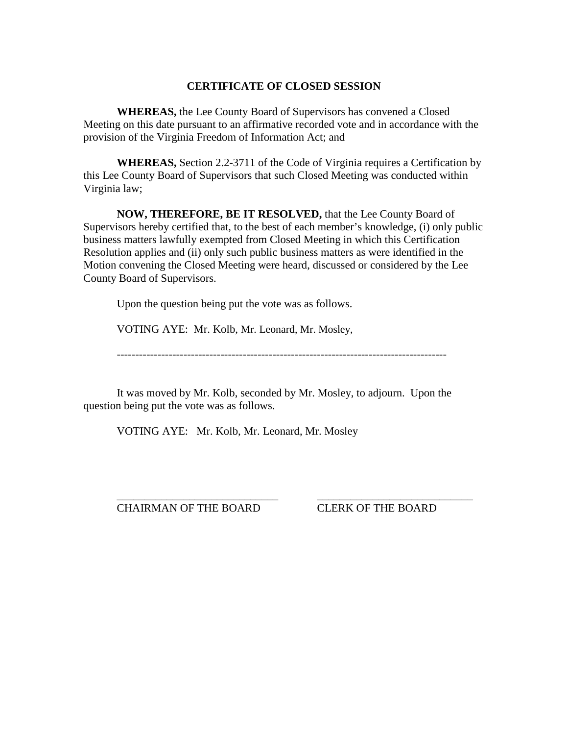**CERTIFICATE OF CLOSED SESSION**

**WHEREAS,** the Lee County Board of Supervisors has convened a Closed Meeting on this date pursuant to an affirmative recorded vote and in accordance with the provision of the Virginia Freedom of Information Act; and

**WHEREAS,** Section 2.2-3711 of the Code of Virginia requires a Certification by this Lee County Board of Supervisors that such Closed Meeting was conducted within Virginia law;

**NOW, THEREFORE, BE IT RESOLVED,** that the Lee County Board of Supervisors hereby certified that, to the best of each member's knowledge, (i) only public business matters lawfully exempted from Closed Meeting in which this Certification Resolution applies and (ii) only such public business matters as were identified in the Motion convening the Closed Meeting were heard, discussed or considered by the Lee County Board of Supervisors.

Upon the question being put the vote was as follows.

VOTING AYE: Mr. Kolb, Mr. Leonard, Mr. Mosley,

-----------------------------------------------------------------------------------------

It was moved by Mr. Kolb, seconded by Mr. Mosley, to adjourn. Upon the question being put the vote was as follows.

VOTING AYE: Mr. Kolb, Mr. Leonard, Mr. Mosley

_____________________________ _____________________________

CHAIRMAN OF THE BOARD CLERK OF THE BOARD